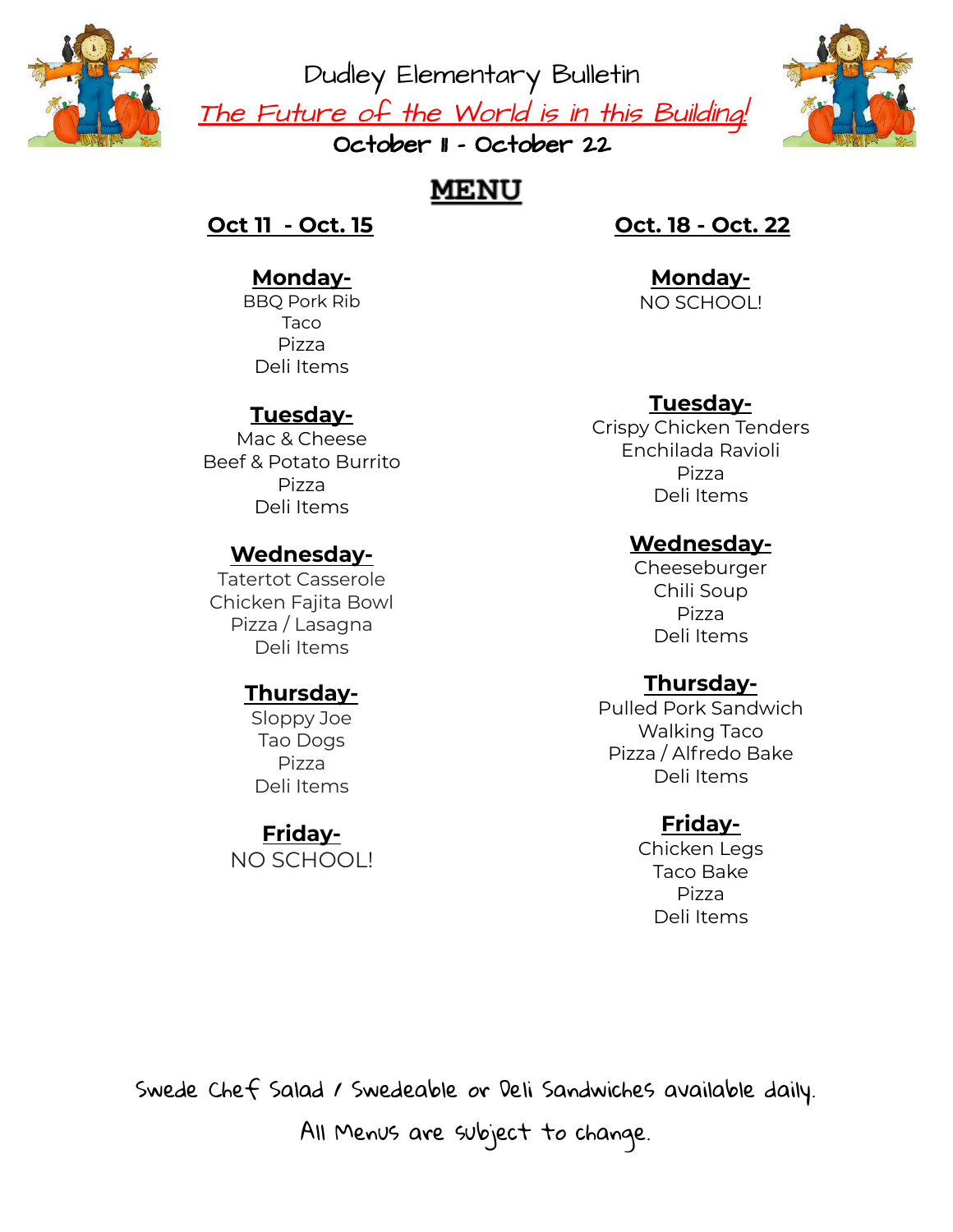# Dudley Elementary Bulletin

*The Future of the World is in this Building!*

**October 11 - October 22**

## MENU

### Oct 11 - Oct. 15

**Monday-**
BBQ Pork Rib
Taco
Pizza
Deli Items

**Tuesday-**
Mac & Cheese
Beef & Potato Burrito
Pizza
Deli Items

**Wednesday-**
Tatertot Casserole
Chicken Fajita Bowl
Pizza / Lasagna
Deli Items

**Thursday-**
Sloppy Joe
Tao Dogs
Pizza
Deli Items

**Friday-**
NO SCHOOL!

### Oct. 18 - Oct. 22

**Monday-**
NO SCHOOL!

**Tuesday-**
Crispy Chicken Tenders
Enchilada Ravioli
Pizza
Deli Items

**Wednesday-**
Cheeseburger
Chili Soup
Pizza
Deli Items

**Thursday-**
Pulled Pork Sandwich
Walking Taco
Pizza / Alfredo Bake
Deli Items

**Friday-**
Chicken Legs
Taco Bake
Pizza
Deli Items

Swede Chef Salad / Swedeable or Deli Sandwiches available daily.

All Menus are subject to change.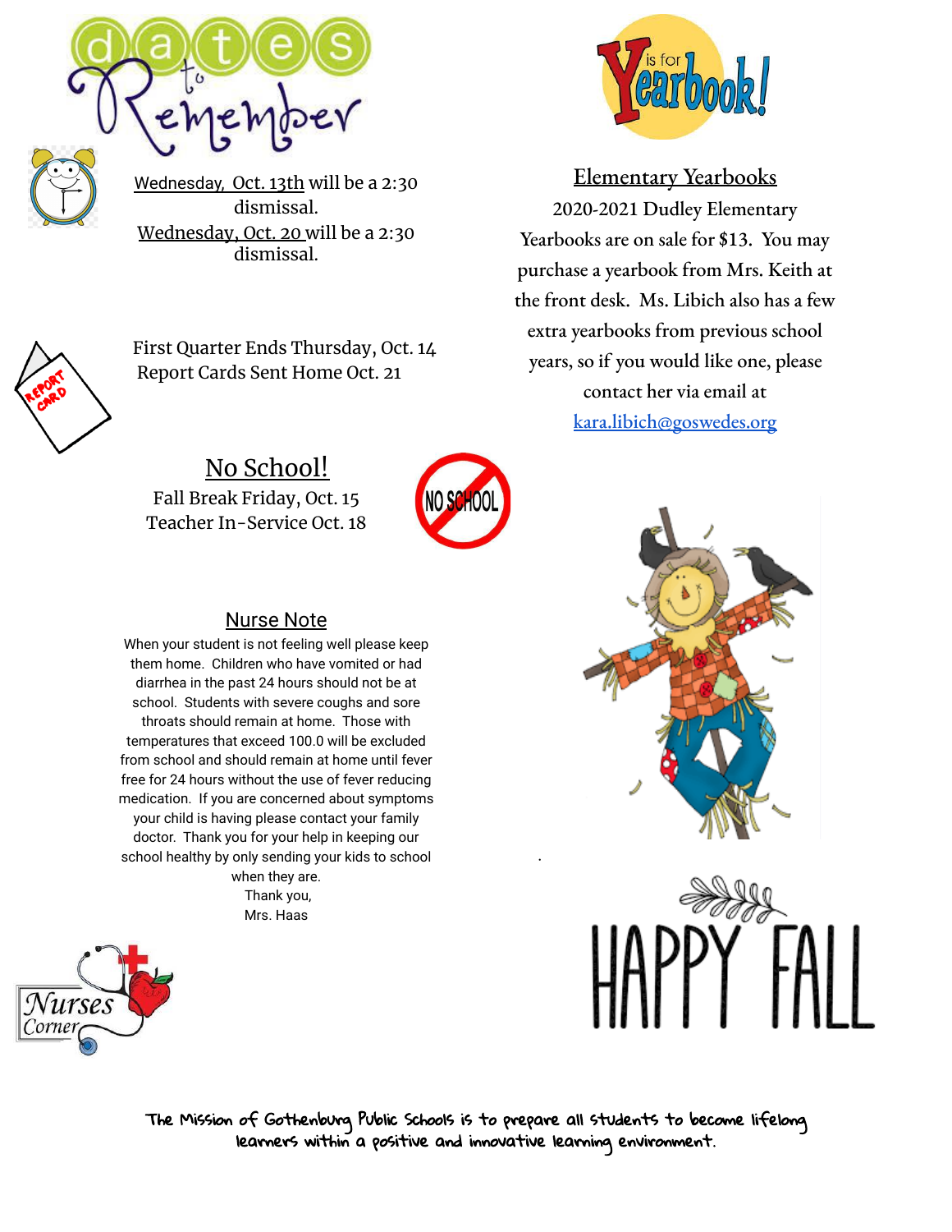# Dates to Remember

Wednesday, Oct. 13th will be a 2:30 dismissal.

Wednesday, Oct. 20 will be a 2:30 dismissal.

First Quarter Ends Thursday, Oct. 14

Report Cards Sent Home Oct. 21

## No School!

Fall Break Friday, Oct. 15

Teacher In-Service Oct. 18

## Nurse Note

When your student is not feeling well please keep them home. Children who have vomited or had diarrhea in the past 24 hours should not be at school. Students with severe coughs and sore throats should remain at home. Those with temperatures that exceed 100.0 will be excluded from school and should remain at home until fever free for 24 hours without the use of fever reducing medication. If you are concerned about symptoms your child is having please contact your family doctor. Thank you for your help in keeping our school healthy by only sending your kids to school when they are.

Thank you,
Mrs. Haas

## Elementary Yearbooks

2020-2021 Dudley Elementary Yearbooks are on sale for $13. You may purchase a yearbook from Mrs. Keith at the front desk. Ms. Libich also has a few extra yearbooks from previous school years, so if you would like one, please contact her via email at kara.libich@goswedes.org

HAPPY FALL

The Mission of Gothenburg Public Schools is to prepare all students to become lifelong learners within a positive and innovative learning environment.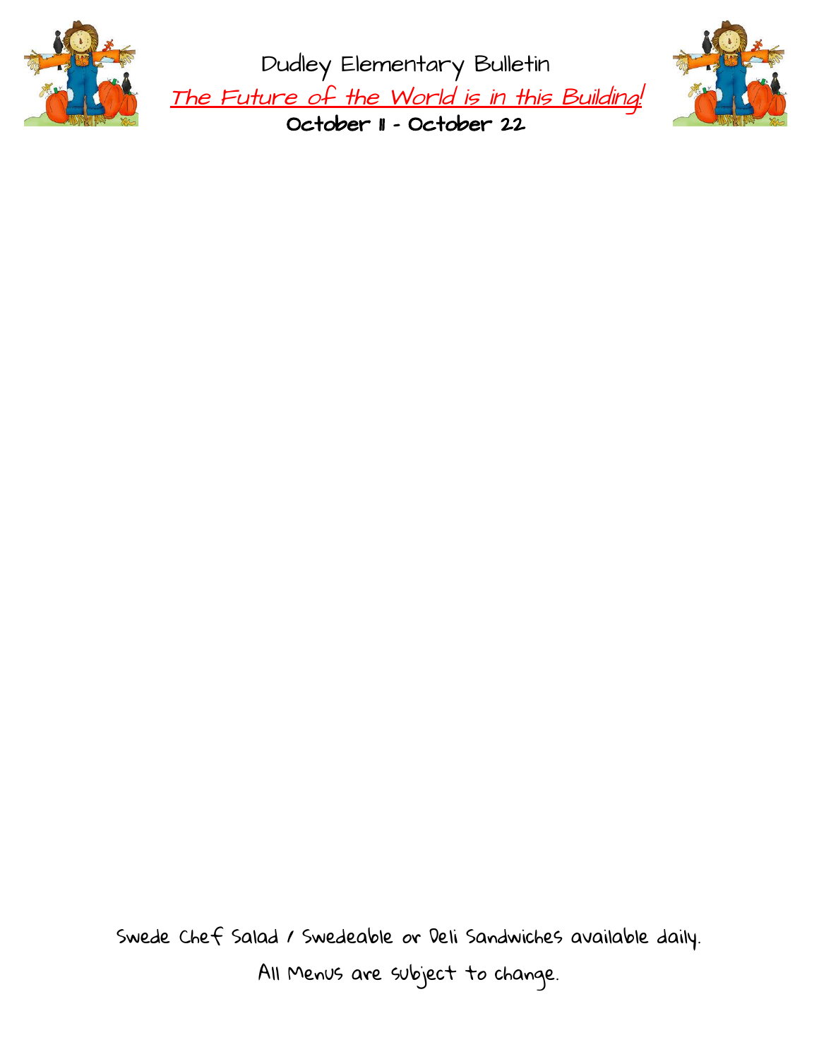# Dudley Elementary Bulletin

## *The Future of the World is in this Building!*

**October 11 - October 22**

Swede Chef Salad / Swedeable or Deli Sandwiches available daily.

All Menus are subject to change.